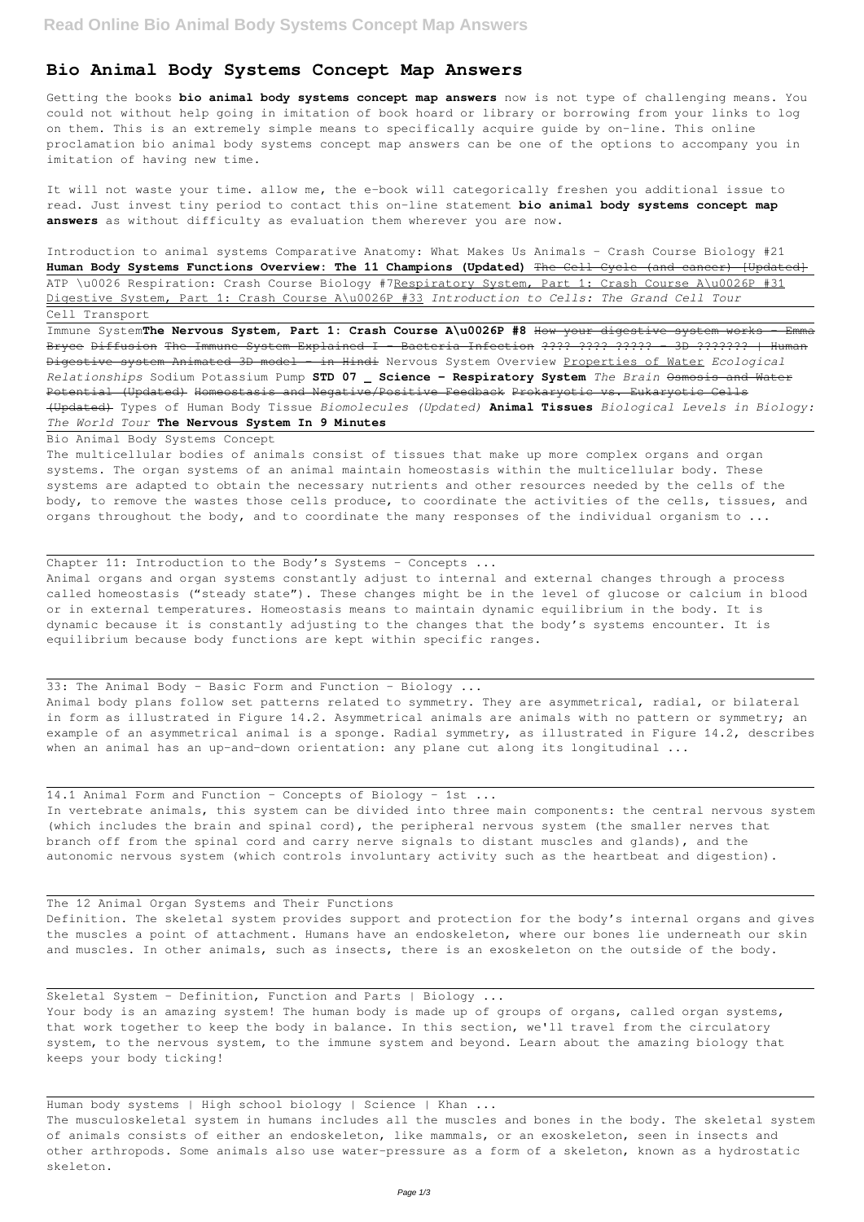# Bio Animal Body Systems Concept Map Answers

Getting the books **bio animal body systems concept map answers** now is not type of challenging means. You could not without help going in imitation of book hoard or library or borrowing from your links to log on them. This is an extremely simple means to specifically acquire guide by on-line. This online proclamation bio animal body systems concept map answers can be one of the options to accompany you in imitation of having new time.

It will not waste your time. allow me, the e-book will categorically freshen you additional issue to read. Just invest tiny period to contact this on-line statement **bio animal body systems concept map answers** as without difficulty as evaluation them wherever you are now.

Introduction to animal systems Comparative Anatomy: What Makes Us Animals - Crash Course Biology #21 **Human Body Systems Functions Overview: The 11 Champions (Updated)** ~~The Cell Cycle (and cancer) [Updated]~~ ATP \u0026 Respiration: Crash Course Biology #7 Respiratory System, Part 1: Crash Course A\u0026P #31 Digestive System, Part 1: Crash Course A\u0026P #33 *Introduction to Cells: The Grand Cell Tour* Cell Transport

Immune System **The Nervous System, Part 1: Crash Course A\u0026P #8** ~~How your digestive system works - Emma Bryce~~ Diffusion ~~The Immune System Explained I – Bacteria Infection~~ ~~???? ???? ????? - 3D ??????? | Human Digestive system Animated 3D model - in Hindi~~ Nervous System Overview Properties of Water *Ecological Relationships* Sodium Potassium Pump **STD 07 _ Science - Respiratory System** *The Brain* ~~Osmosis and Water Potential (Updated)~~ Homeostasis and Negative/Positive Feedback Prokaryotic vs. Eukaryotic Cells (Updated) Types of Human Body Tissue *Biomolecules (Updated)* **Animal Tissues** *Biological Levels in Biology: The World Tour* **The Nervous System In 9 Minutes**

Bio Animal Body Systems Concept

The multicellular bodies of animals consist of tissues that make up more complex organs and organ systems. The organ systems of an animal maintain homeostasis within the multicellular body. These systems are adapted to obtain the necessary nutrients and other resources needed by the cells of the body, to remove the wastes those cells produce, to coordinate the activities of the cells, tissues, and organs throughout the body, and to coordinate the many responses of the individual organism to ...

Chapter 11: Introduction to the Body's Systems – Concepts ...

Animal organs and organ systems constantly adjust to internal and external changes through a process called homeostasis ("steady state"). These changes might be in the level of glucose or calcium in blood or in external temperatures. Homeostasis means to maintain dynamic equilibrium in the body. It is dynamic because it is constantly adjusting to the changes that the body's systems encounter. It is equilibrium because body functions are kept within specific ranges.

33: The Animal Body - Basic Form and Function - Biology ...

Animal body plans follow set patterns related to symmetry. They are asymmetrical, radial, or bilateral in form as illustrated in Figure 14.2. Asymmetrical animals are animals with no pattern or symmetry; an example of an asymmetrical animal is a sponge. Radial symmetry, as illustrated in Figure 14.2, describes when an animal has an up-and-down orientation: any plane cut along its longitudinal ...

14.1 Animal Form and Function – Concepts of Biology – 1st ...

In vertebrate animals, this system can be divided into three main components: the central nervous system (which includes the brain and spinal cord), the peripheral nervous system (the smaller nerves that branch off from the spinal cord and carry nerve signals to distant muscles and glands), and the autonomic nervous system (which controls involuntary activity such as the heartbeat and digestion).

The 12 Animal Organ Systems and Their Functions

Definition. The skeletal system provides support and protection for the body's internal organs and gives the muscles a point of attachment. Humans have an endoskeleton, where our bones lie underneath our skin and muscles. In other animals, such as insects, there is an exoskeleton on the outside of the body.

Skeletal System - Definition, Function and Parts | Biology ...

Your body is an amazing system! The human body is made up of groups of organs, called organ systems, that work together to keep the body in balance. In this section, we'll travel from the circulatory system, to the nervous system, to the immune system and beyond. Learn about the amazing biology that keeps your body ticking!

Human body systems | High school biology | Science | Khan ...

The musculoskeletal system in humans includes all the muscles and bones in the body. The skeletal system of animals consists of either an endoskeleton, like mammals, or an exoskeleton, seen in insects and other arthropods. Some animals also use water-pressure as a form of a skeleton, known as a hydrostatic skeleton.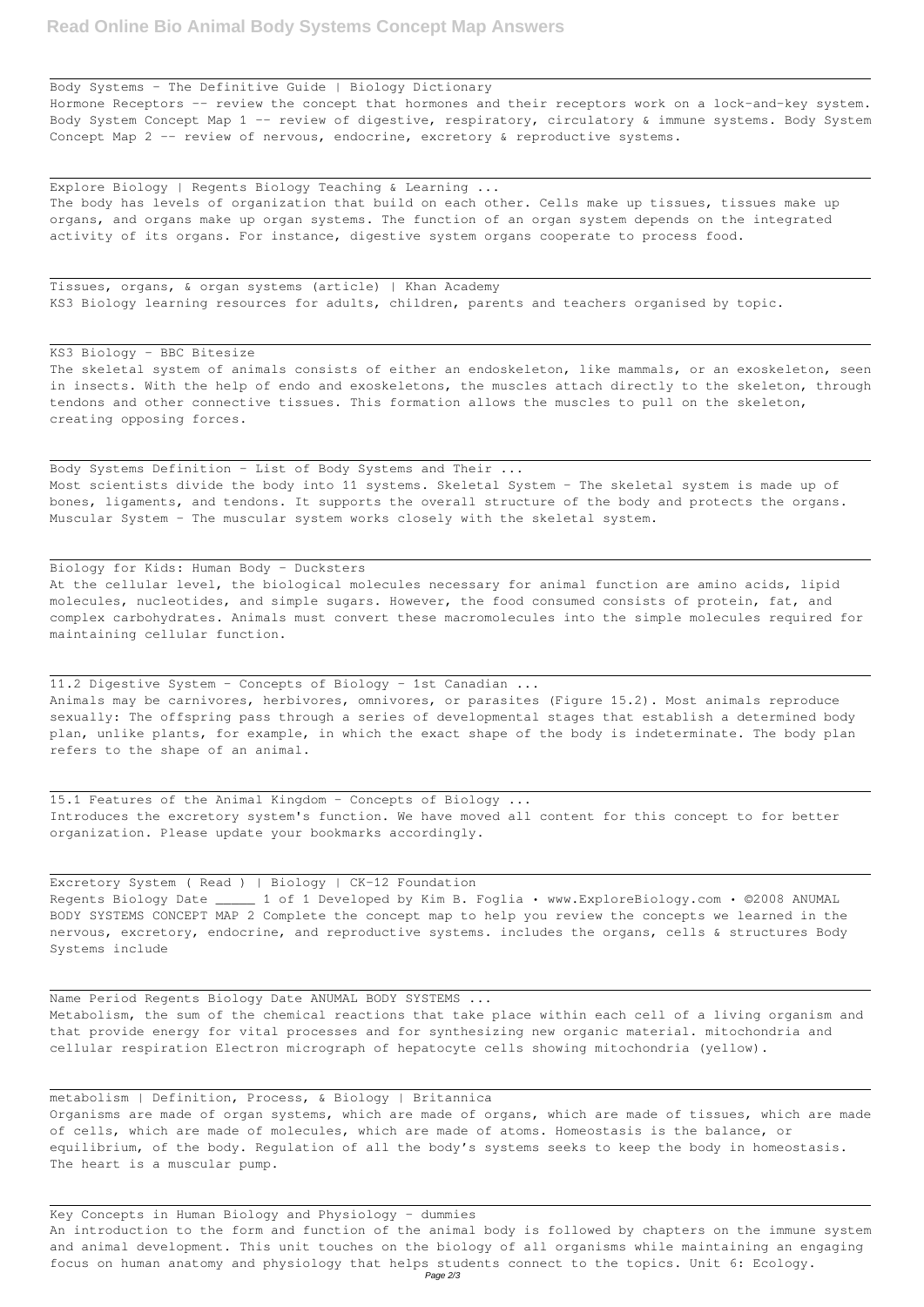Body Systems - The Definitive Guide | Biology Dictionary
Hormone Receptors -- review the concept that hormones and their receptors work on a lock-and-key system. Body System Concept Map 1 -- review of digestive, respiratory, circulatory & immune systems. Body System Concept Map 2 -- review of nervous, endocrine, excretory & reproductive systems.

Explore Biology | Regents Biology Teaching & Learning ...
The body has levels of organization that build on each other. Cells make up tissues, tissues make up organs, and organs make up organ systems. The function of an organ system depends on the integrated activity of its organs. For instance, digestive system organs cooperate to process food.

Tissues, organs, & organ systems (article) | Khan Academy
KS3 Biology learning resources for adults, children, parents and teachers organised by topic.

KS3 Biology - BBC Bitesize
The skeletal system of animals consists of either an endoskeleton, like mammals, or an exoskeleton, seen in insects. With the help of endo and exoskeletons, the muscles attach directly to the skeleton, through tendons and other connective tissues. This formation allows the muscles to pull on the skeleton, creating opposing forces.

Body Systems Definition - List of Body Systems and Their ...
Most scientists divide the body into 11 systems. Skeletal System - The skeletal system is made up of bones, ligaments, and tendons. It supports the overall structure of the body and protects the organs. Muscular System - The muscular system works closely with the skeletal system.

Biology for Kids: Human Body - Ducksters
At the cellular level, the biological molecules necessary for animal function are amino acids, lipid molecules, nucleotides, and simple sugars. However, the food consumed consists of protein, fat, and complex carbohydrates. Animals must convert these macromolecules into the simple molecules required for maintaining cellular function.

11.2 Digestive System – Concepts of Biology – 1st Canadian ...
Animals may be carnivores, herbivores, omnivores, or parasites (Figure 15.2). Most animals reproduce sexually: The offspring pass through a series of developmental stages that establish a determined body plan, unlike plants, for example, in which the exact shape of the body is indeterminate. The body plan refers to the shape of an animal.

15.1 Features of the Animal Kingdom – Concepts of Biology ...
Introduces the excretory system's function. We have moved all content for this concept to for better organization. Please update your bookmarks accordingly.

Excretory System ( Read ) | Biology | CK-12 Foundation
Regents Biology Date _____ 1 of 1 Developed by Kim B. Foglia • www.ExploreBiology.com • ©2008 ANUMAL BODY SYSTEMS CONCEPT MAP 2 Complete the concept map to help you review the concepts we learned in the nervous, excretory, endocrine, and reproductive systems. includes the organs, cells & structures Body Systems include

Name Period Regents Biology Date ANUMAL BODY SYSTEMS ...
Metabolism, the sum of the chemical reactions that take place within each cell of a living organism and that provide energy for vital processes and for synthesizing new organic material. mitochondria and cellular respiration Electron micrograph of hepatocyte cells showing mitochondria (yellow).

metabolism | Definition, Process, & Biology | Britannica
Organisms are made of organ systems, which are made of organs, which are made of tissues, which are made of cells, which are made of molecules, which are made of atoms. Homeostasis is the balance, or equilibrium, of the body. Regulation of all the body's systems seeks to keep the body in homeostasis. The heart is a muscular pump.

Key Concepts in Human Biology and Physiology - dummies
An introduction to the form and function of the animal body is followed by chapters on the immune system and animal development. This unit touches on the biology of all organisms while maintaining an engaging focus on human anatomy and physiology that helps students connect to the topics. Unit 6: Ecology.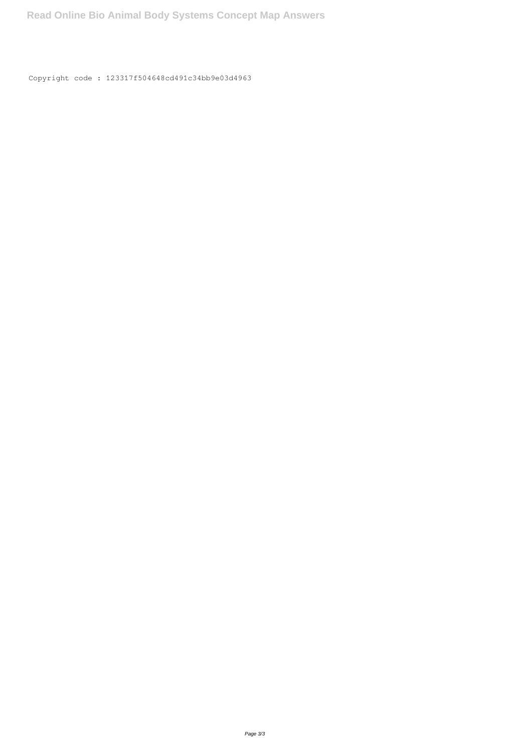Copyright code : 123317f504648cd491c34bb9e03d4963